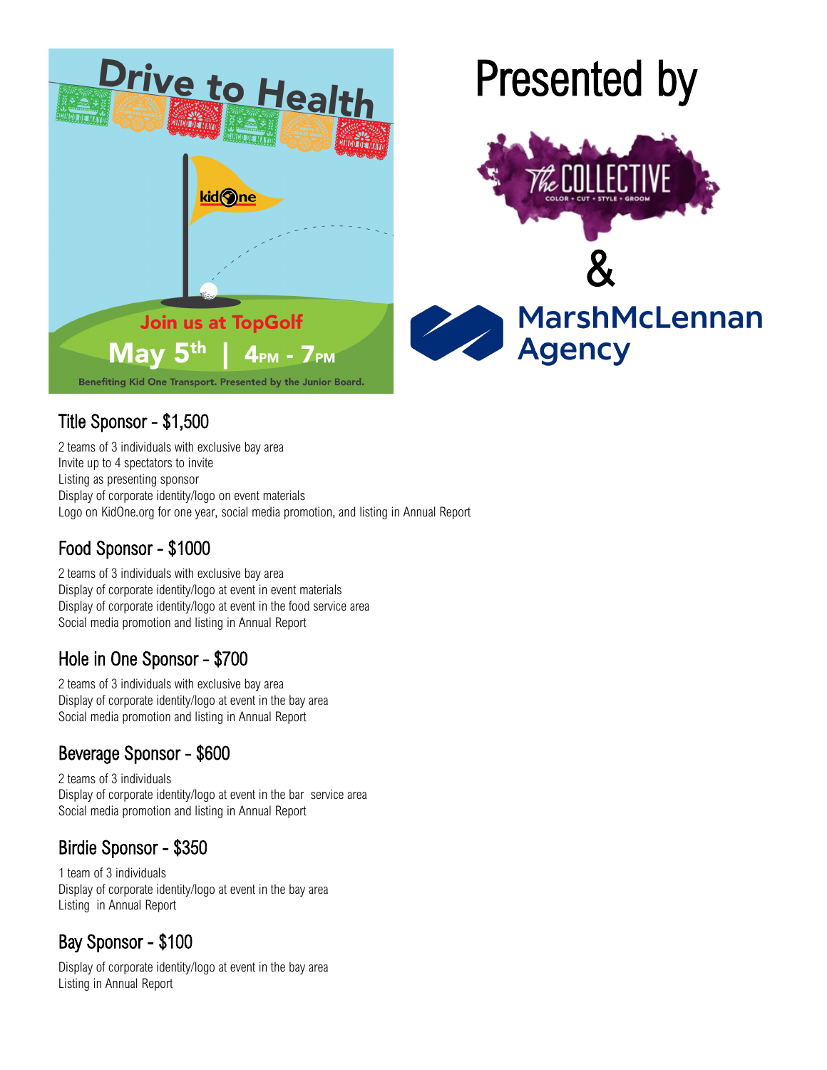# Drive to Health

Join us at TopGolf

May 5th | 4PM - 7PM

Benefiting Kid One Transport. Presented by the Junior Board.

# Presented by

The COLLECTIVE
COLOR + CUT + STYLE + GROOM

&

MarshMcLennan Agency

## Title Sponsor - $1,500

2 teams of 3 individuals with exclusive bay area
Invite up to 4 spectators to invite
Listing as presenting sponsor
Display of corporate identity/logo on event materials
Logo on KidOne.org for one year, social media promotion, and listing in Annual Report

## Food Sponsor - $1000

2 teams of 3 individuals with exclusive bay area
Display of corporate identity/logo at event in event materials
Display of corporate identity/logo at event in the food service area
Social media promotion and listing in Annual Report

## Hole in One Sponsor - $700

2 teams of 3 individuals with exclusive bay area
Display of corporate identity/logo at event in the bay area
Social media promotion and listing in Annual Report

## Beverage Sponsor - $600

2 teams of 3 individuals
Display of corporate identity/logo at event in the bar service area
Social media promotion and listing in Annual Report

## Birdie Sponsor - $350

1 team of 3 individuals
Display of corporate identity/logo at event in the bay area
Listing in Annual Report

## Bay Sponsor - $100

Display of corporate identity/logo at event in the bay area
Listing in Annual Report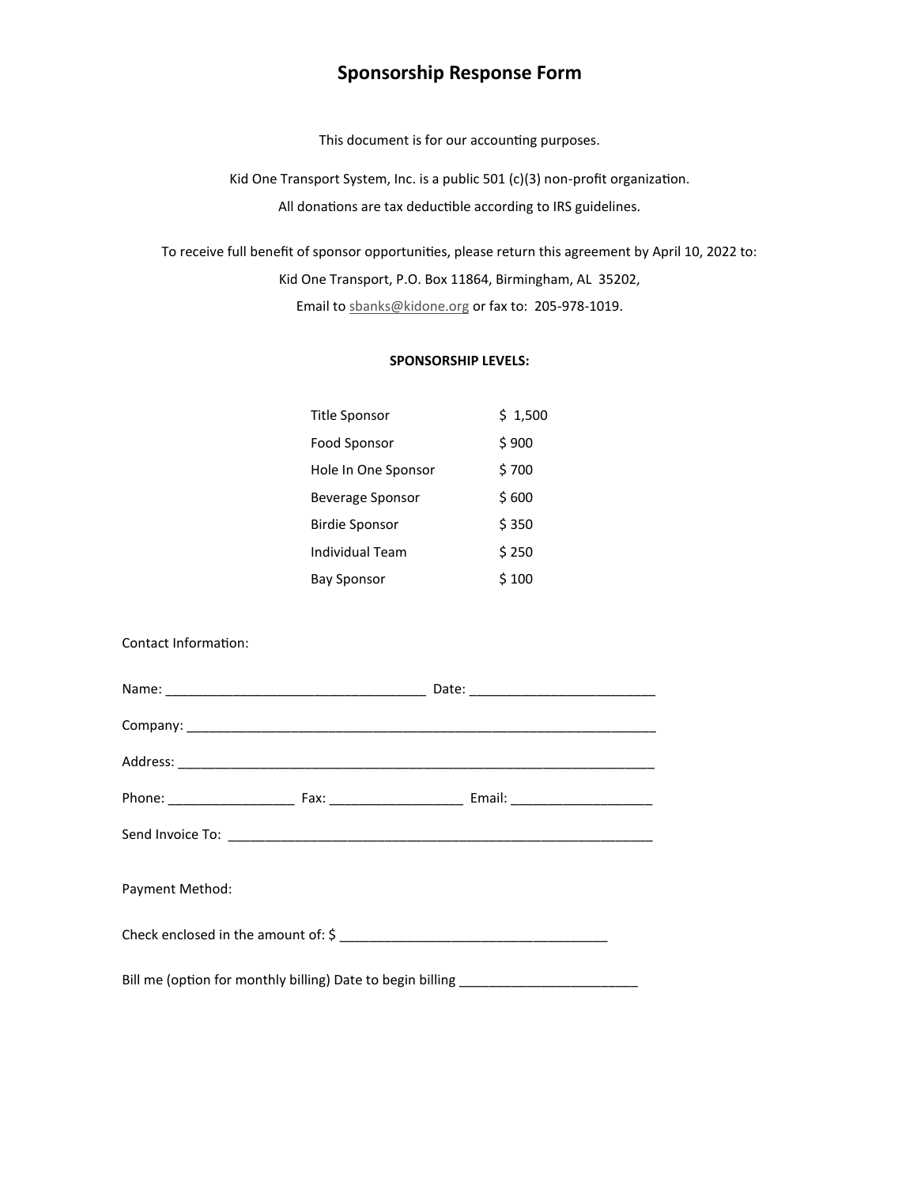# Sponsorship Response Form

This document is for our accounting purposes.

Kid One Transport System, Inc. is a public 501 (c)(3) non-profit organization.

All donations are tax deductible according to IRS guidelines.

To receive full benefit of sponsor opportunities, please return this agreement by April 10, 2022 to:

Kid One Transport, P.O. Box 11864, Birmingham, AL 35202,

Email to sbanks@kidone.org or fax to: 205-978-1019.

**SPONSORSHIP LEVELS:**

| | |
|---|---|
| Title Sponsor | $ 1,500 |
| Food Sponsor | $ 900 |
| Hole In One Sponsor | $ 700 |
| Beverage Sponsor | $ 600 |
| Birdie Sponsor | $ 350 |
| Individual Team | $ 250 |
| Bay Sponsor | $ 100 |

Contact Information:

Name: ___________________________________ Date: _________________________

Company: _______________________________________________________________

Address: ________________________________________________________________

Phone: _________________ Fax: __________________ Email: ___________________

Send Invoice To: _________________________________________________________

Payment Method:

Check enclosed in the amount of: $ ____________________________________

Bill me (option for monthly billing) Date to begin billing ________________________